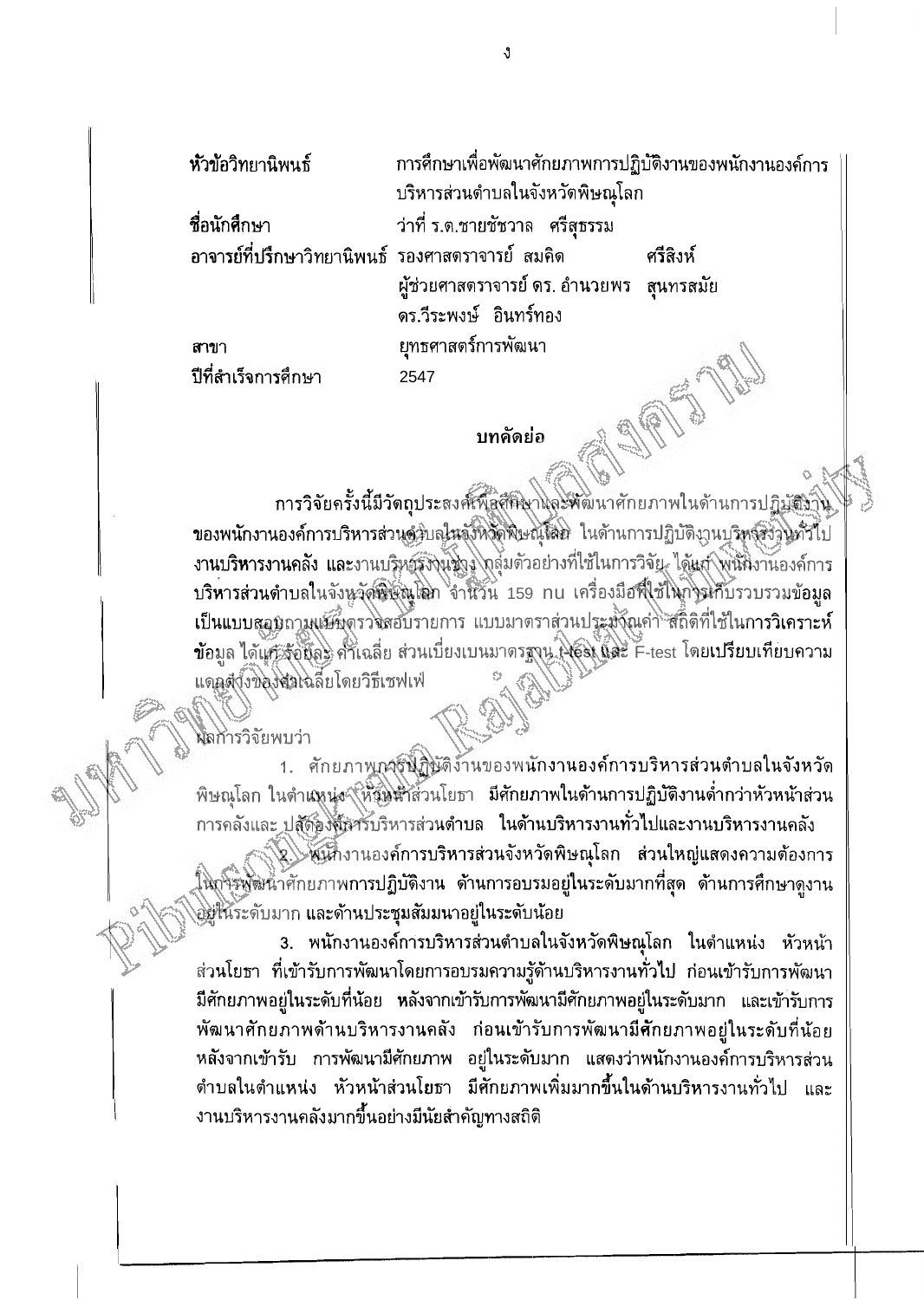| | |
|---|---|
| **หัวข้อวิทยานิพนธ์** | การศึกษาเพื่อพัฒนาศักยภาพการปฏิบัติงานของพนักงานองค์การบริหารส่วนตำบลในจังหวัดพิษณุโลก |
| **ชื่อนักศึกษา** | ว่าที่ ร.ต.ชายชัชวาล ศรีสุธรรม |
| **อาจารย์ที่ปรึกษาวิทยานิพนธ์** | รองศาสตราจารย์ สมคิด ศรีสิงห์ |
| | ผู้ช่วยศาสตราจารย์ ดร. อำนวยพร สุนทรสมัย |
| | ดร.วีระพงษ์ อินทร์ทอง |
| **สาขา** | ยุทธศาสตร์การพัฒนา |
| **ปีที่สำเร็จการศึกษา** | 2547 |

## บทคัดย่อ

การวิจัยครั้งนี้มีวัตถุประสงค์เพื่อศึกษาและพัฒนาศักยภาพในด้านการปฏิบัติงานของพนักงานองค์การบริหารส่วนตำบลในจังหวัดพิษณุโลก ในด้านการปฏิบัติงานบริหารงานทั่วไป งานบริหารงานคลัง และงานบริหารงานช่าง กลุ่มตัวอย่างที่ใช้ในการวิจัย ได้แก่ พนักงานองค์การบริหารส่วนตำบลในจังหวัดพิษณุโลก จำนวน 159 คน เครื่องมือที่ใช้ในการเก็บรวบรวมข้อมูลเป็นแบบสอบถามแบบตรวจสอบรายการ แบบมาตราส่วนประมาณค่า สถิติที่ใช้ในการวิเคราะห์ข้อมูล ได้แก่ ร้อยละ ค่าเฉลี่ย ส่วนเบี่ยงเบนมาตรฐาน t-test และ F-test โดยเปรียบเทียบความแตกต่างของค่าเฉลี่ยโดยวิธีเชฟเฟ่

ผลการวิจัยพบว่า

1. ศักยภาพการปฏิบัติงานของพนักงานองค์การบริหารส่วนตำบลในจังหวัดพิษณุโลก ในตำแหน่ง หัวหน้าส่วนโยธา มีศักยภาพในด้านการปฏิบัติงานต่ำกว่าหัวหน้าส่วนการคลังและ ปลัดองค์การบริหารส่วนตำบล ในด้านบริหารงานทั่วไปและงานบริหารงานคลัง

2. พนักงานองค์การบริหารส่วนจังหวัดพิษณุโลก ส่วนใหญ่แสดงความต้องการในการพัฒนาศักยภาพการปฏิบัติงาน ด้านการอบรมอยู่ในระดับมากที่สุด ด้านการศึกษาดูงานอยู่ในระดับมาก และด้านประชุมสัมมนาอยู่ในระดับน้อย

3. พนักงานองค์การบริหารส่วนตำบลในจังหวัดพิษณุโลก ในตำแหน่ง หัวหน้าส่วนโยธา ที่เข้ารับการพัฒนาโดยการอบรมความรู้ด้านบริหารงานทั่วไป ก่อนเข้ารับการพัฒนามีศักยภาพอยู่ในระดับที่น้อย หลังจากเข้ารับการพัฒนามีศักยภาพอยู่ในระดับมาก และเข้ารับการพัฒนาศักยภาพด้านบริหารงานคลัง ก่อนเข้ารับการพัฒนามีศักยภาพอยู่ในระดับที่น้อย หลังจากเข้ารับ การพัฒนามีศักยภาพ อยู่ในระดับมาก แสดงว่าพนักงานองค์การบริหารส่วนตำบลในตำแหน่ง หัวหน้าส่วนโยธา มีศักยภาพเพิ่มมากขึ้นในด้านบริหารงานทั่วไป และงานบริหารงานคลังมากขึ้นอย่างมีนัยสำคัญทางสถิติ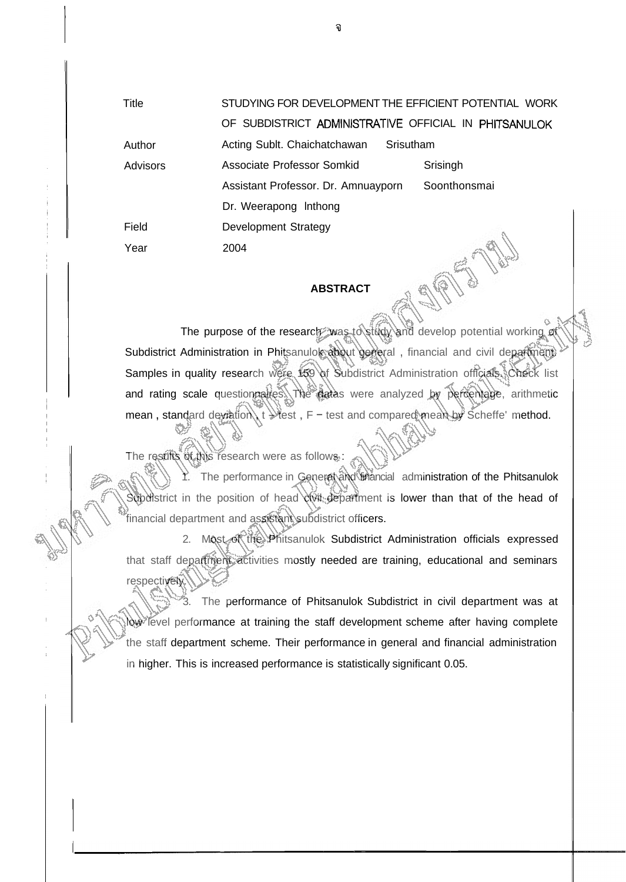| Title | STUDYING FOR DEVELOPMENT THE EFFICIENT POTENTIAL WORK OF SUBDISTRICT ADMINISTRATIVE OFFICIAL IN PHITSANULOK |
|---|---|
| Author | Acting Sublt. Chaichatchawan Srisutham |
| Advisors | Associate Professor Somkid Srisingh |
| | Assistant Professor. Dr. Amnuayporn Soonthonsmai |
| | Dr. Weerapong lnthong |
| Field | Development Strategy |
| Year | 2004 |

## ABSTRACT

The purpose of the research was to study and develop potential working of Subdistrict Administration in Phitsanulok about general , financial and civil department. Samples in quality research were 159 of Subdistrict Administration officials. Check list and rating scale questionnaires. The datas were analyzed by percentage, arithmetic mean , standard deviation , t - test , F - test and compared mean by Scheffe' method.

The results of this research were as follows :

1. The performance in General and financial administration of the Phitsanulok Subdistrict in the position of head civil department is lower than that of the head of financial department and assistant subdistrict officers.
2. Most of the Phitsanulok Subdistrict Administration officials expressed that staff department activities mostly needed are training, educational and seminars respectively.
3. The performance of Phitsanulok Subdistrict in civil department was at low level performance at training the staff development scheme after having complete the staff department scheme. Their performance in general and financial administration in higher. This is increased performance is statistically significant 0.05.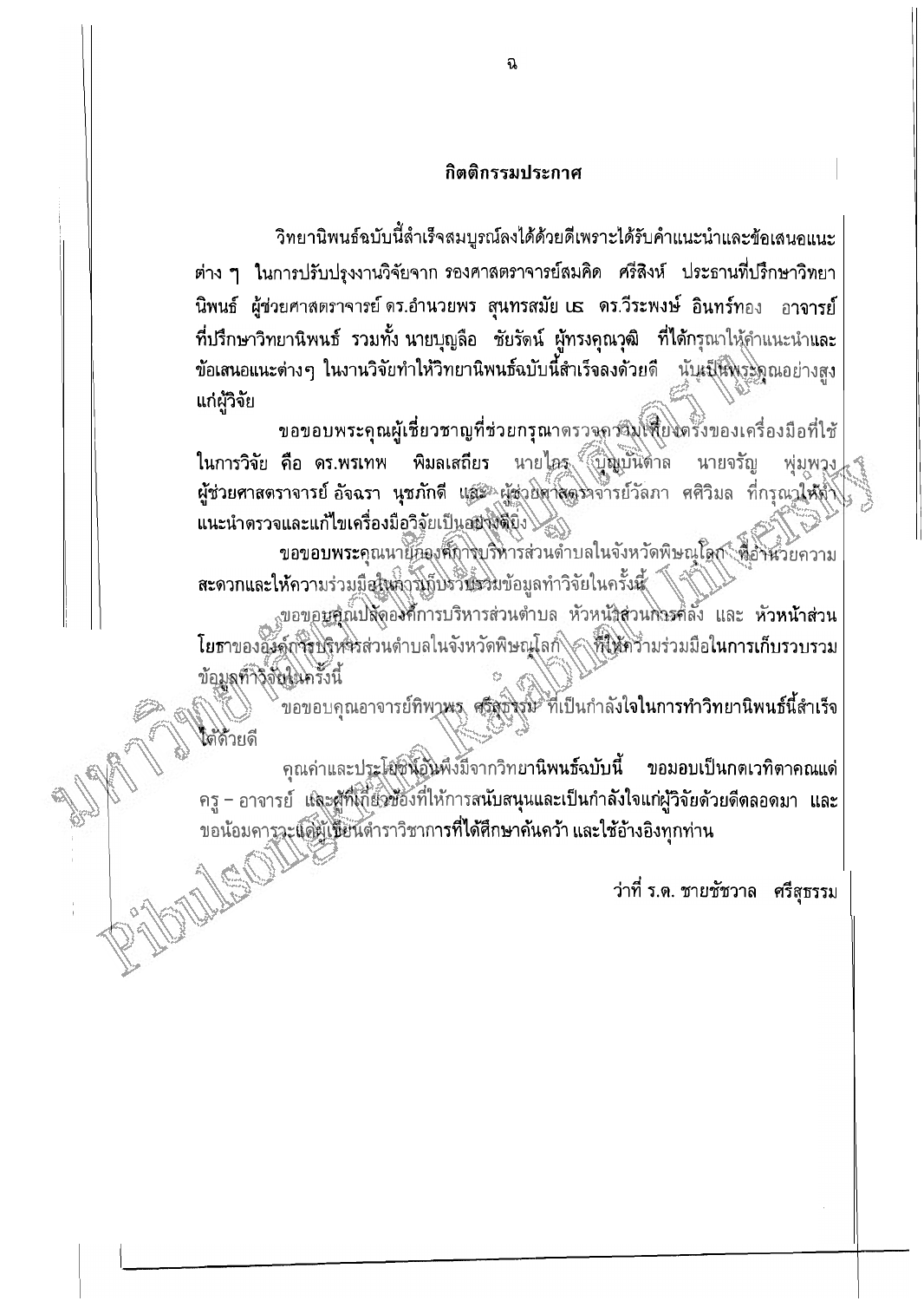# กิตติกรรมประกาศ

วิทยานิพนธ์ฉบับนี้สำเร็จสมบูรณ์ลงได้ด้วยดีเพราะได้รับคำแนะนำและข้อเสนอแนะต่าง ๆ ในการปรับปรุงงานวิจัยจาก รองศาสตราจารย์สมคิด ศรีสิงห์ ประธานที่ปรึกษาวิทยานิพนธ์ ผู้ช่วยศาสตราจารย์ ดร.อำนวยพร สุนทรสมัย และ ดร.วีระพงษ์ อินทร์ทอง อาจารย์ที่ปรึกษาวิทยานิพนธ์ รวมทั้ง นายบุญลือ ชัยรัตน์ ผู้ทรงคุณวุฒิ ที่ได้กรุณาให้คำแนะนำและข้อเสนอแนะต่างๆ ในงานวิจัยทำให้วิทยานิพนธ์ฉบับนี้สำเร็จลงด้วยดี นับเป็นพระคุณอย่างสูงแก่ผู้วิจัย

ขอขอบพระคุณผู้เชี่ยวชาญที่ช่วยกรุณาตรวจความเที่ยงตรงของเครื่องมือที่ใช้ในการวิจัย คือ ดร.พรเทพ พิมลเสถียร นายไกร บุญบันดาล นายจรัญ พุ่มพวง ผู้ช่วยศาสตราจารย์ อัจฉรา นุชภักดี และ ผู้ช่วยศาสตราจารย์วัลภา ศศิวิมล ที่กรุณาให้คำแนะนำตรวจและแก้ไขเครื่องมือวิจัยเป็นอย่างดียิ่ง

ขอขอบพระคุณนายกองค์การบริหารส่วนตำบลในจังหวัดพิษณุโลก ที่อำนวยความสะดวกและให้ความร่วมมือในการเก็บรวบรวมข้อมูลทำวิจัยในครั้งนี้

ขอขอบคุณปลัดองค์การบริหารส่วนตำบล หัวหน้าส่วนการคลัง และ หัวหน้าส่วนโยธาขององค์การบริหารส่วนตำบลในจังหวัดพิษณุโลก ที่ให้ความร่วมมือในการเก็บรวบรวมข้อมูลทำวิจัยในครั้งนี้

ขอขอบคุณอาจารย์ทิพาพร ศรีสุธรรม ที่เป็นกำลังใจในการทำวิทยานิพนธ์นี้สำเร็จได้ด้วยดี

คุณค่าและประโยชน์อันพึงมีจากวิทยานิพนธ์ฉบับนี้ ขอมอบเป็นกตเวทิตาคุณแด่ครู – อาจารย์ และผู้ที่เกี่ยวข้องที่ให้การสนับสนุนและเป็นกำลังใจแก่ผู้วิจัยด้วยดีตลอดมา และขอน้อมคารวะแด่ผู้เขียนตำราวิชาการที่ได้ศึกษาค้นคว้า และใช้อ้างอิงทุกท่าน

ว่าที่ ร.ต. ชายชัชวาล ศรีสุธรรม